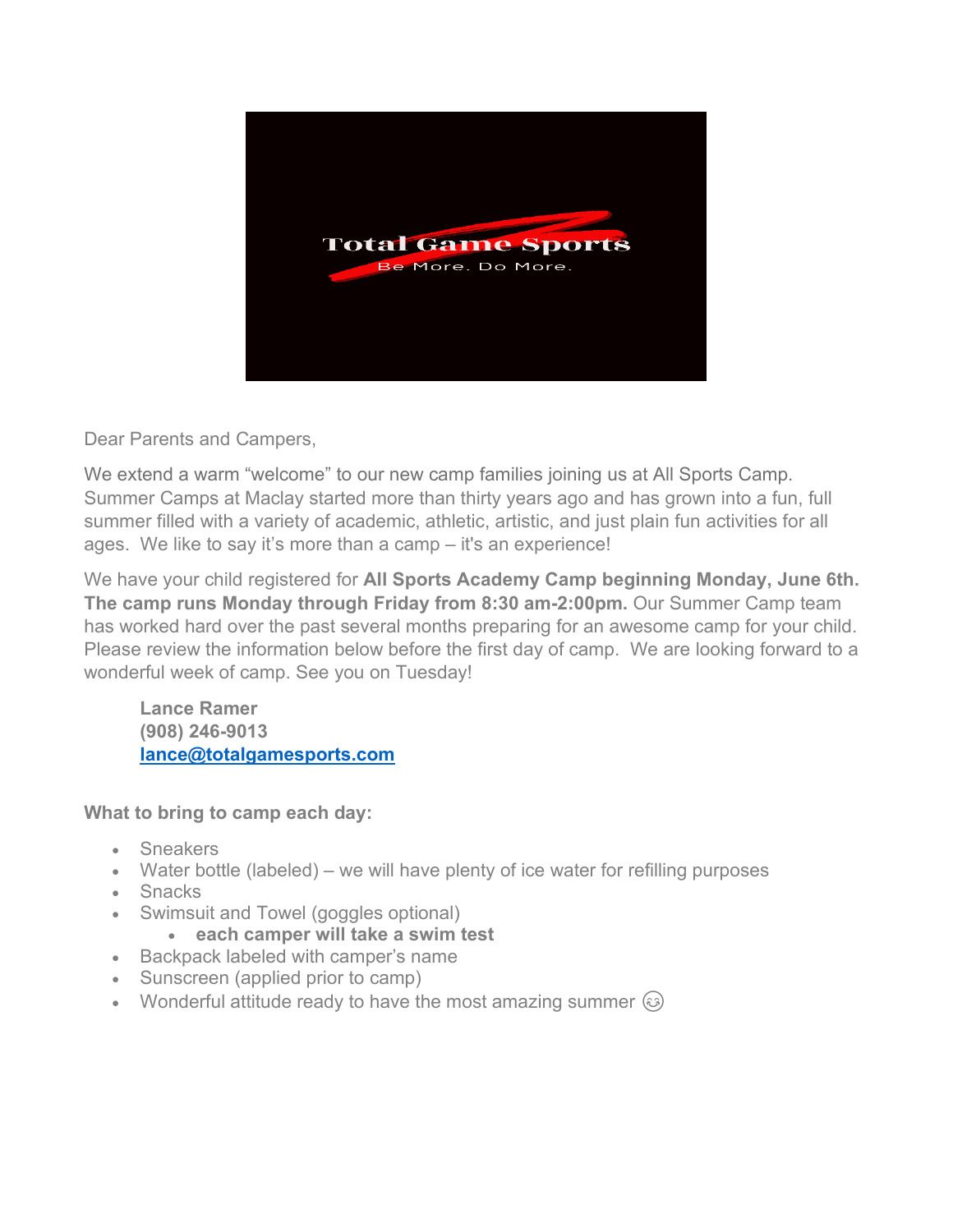Total Game Sports

Be More. Do More.

Dear Parents and Campers,

We extend a warm "welcome" to our new camp families joining us at All Sports Camp. Summer Camps at Maclay started more than thirty years ago and has grown into a fun, full summer filled with a variety of academic, athletic, artistic, and just plain fun activities for all ages. We like to say it's more than a camp – it's an experience!

We have your child registered for **All Sports Academy Camp beginning Monday, June 6th. The camp runs Monday through Friday from 8:30 am-2:00pm.** Our Summer Camp team has worked hard over the past several months preparing for an awesome camp for your child. Please review the information below before the first day of camp. We are looking forward to a wonderful week of camp. See you on Tuesday!

> **Lance Ramer**
> **(908) 246-9013**
> **lance@totalgamesports.com**

**What to bring to camp each day:**

- Sneakers
- Water bottle (labeled) – we will have plenty of ice water for refilling purposes
- Snacks
- Swimsuit and Towel (goggles optional)
  - **each camper will take a swim test**
- Backpack labeled with camper's name
- Sunscreen (applied prior to camp)
- Wonderful attitude ready to have the most amazing summer ☺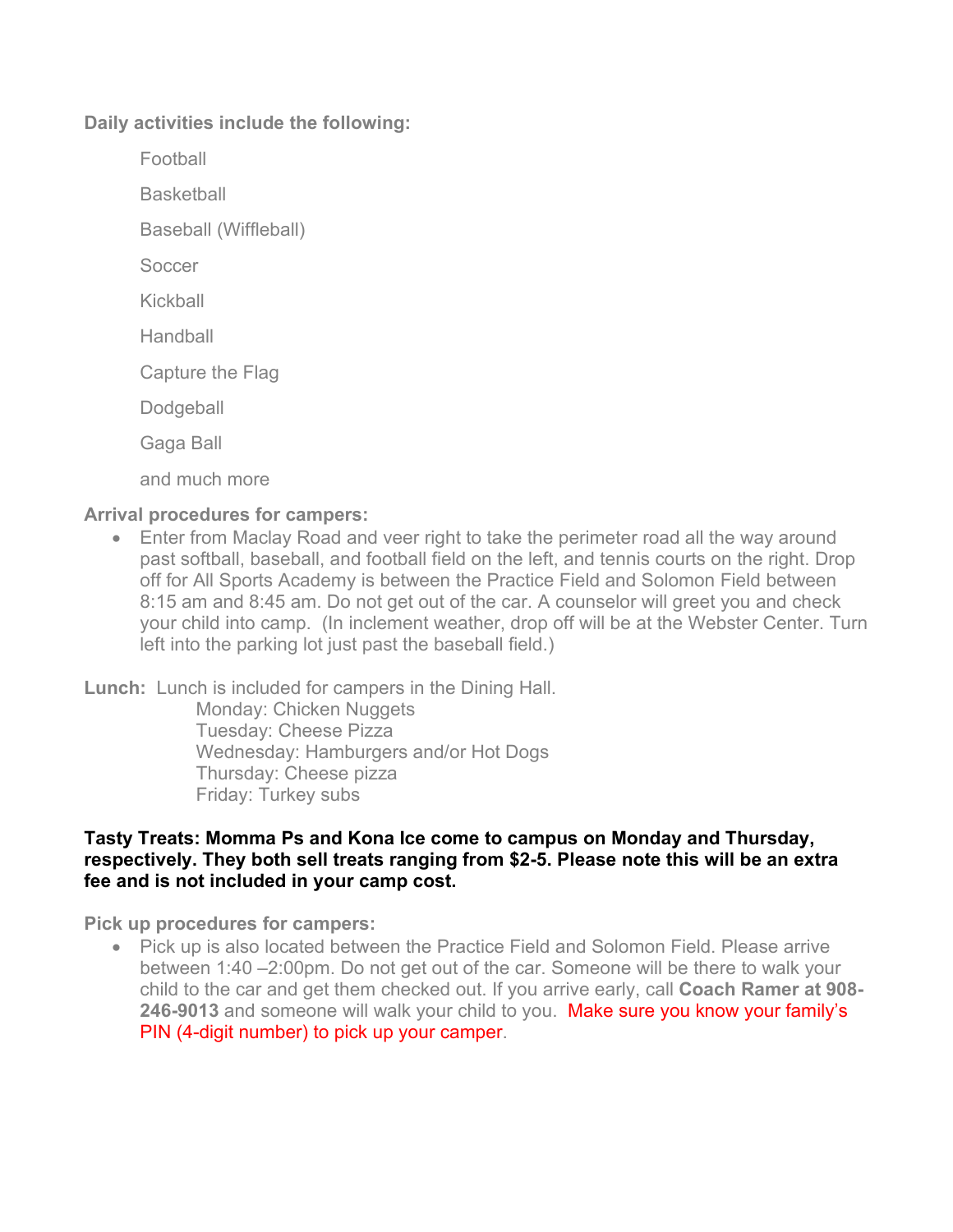**Daily activities include the following:**

Football

Basketball

Baseball (Wiffleball)

Soccer

Kickball

Handball

Capture the Flag

Dodgeball

Gaga Ball

and much more

**Arrival procedures for campers:**

- Enter from Maclay Road and veer right to take the perimeter road all the way around past softball, baseball, and football field on the left, and tennis courts on the right. Drop off for All Sports Academy is between the Practice Field and Solomon Field between 8:15 am and 8:45 am. Do not get out of the car. A counselor will greet you and check your child into camp. (In inclement weather, drop off will be at the Webster Center. Turn left into the parking lot just past the baseball field.)

**Lunch:** Lunch is included for campers in the Dining Hall.

Monday: Chicken Nuggets
Tuesday: Cheese Pizza
Wednesday: Hamburgers and/or Hot Dogs
Thursday: Cheese pizza
Friday: Turkey subs

**Tasty Treats: Momma Ps and Kona Ice come to campus on Monday and Thursday, respectively. They both sell treats ranging from $2-5. Please note this will be an extra fee and is not included in your camp cost.**

**Pick up procedures for campers:**

- Pick up is also located between the Practice Field and Solomon Field. Please arrive between 1:40 –2:00pm. Do not get out of the car. Someone will be there to walk your child to the car and get them checked out. If you arrive early, call **Coach Ramer at 908-246-9013** and someone will walk your child to you. Make sure you know your family's PIN (4-digit number) to pick up your camper.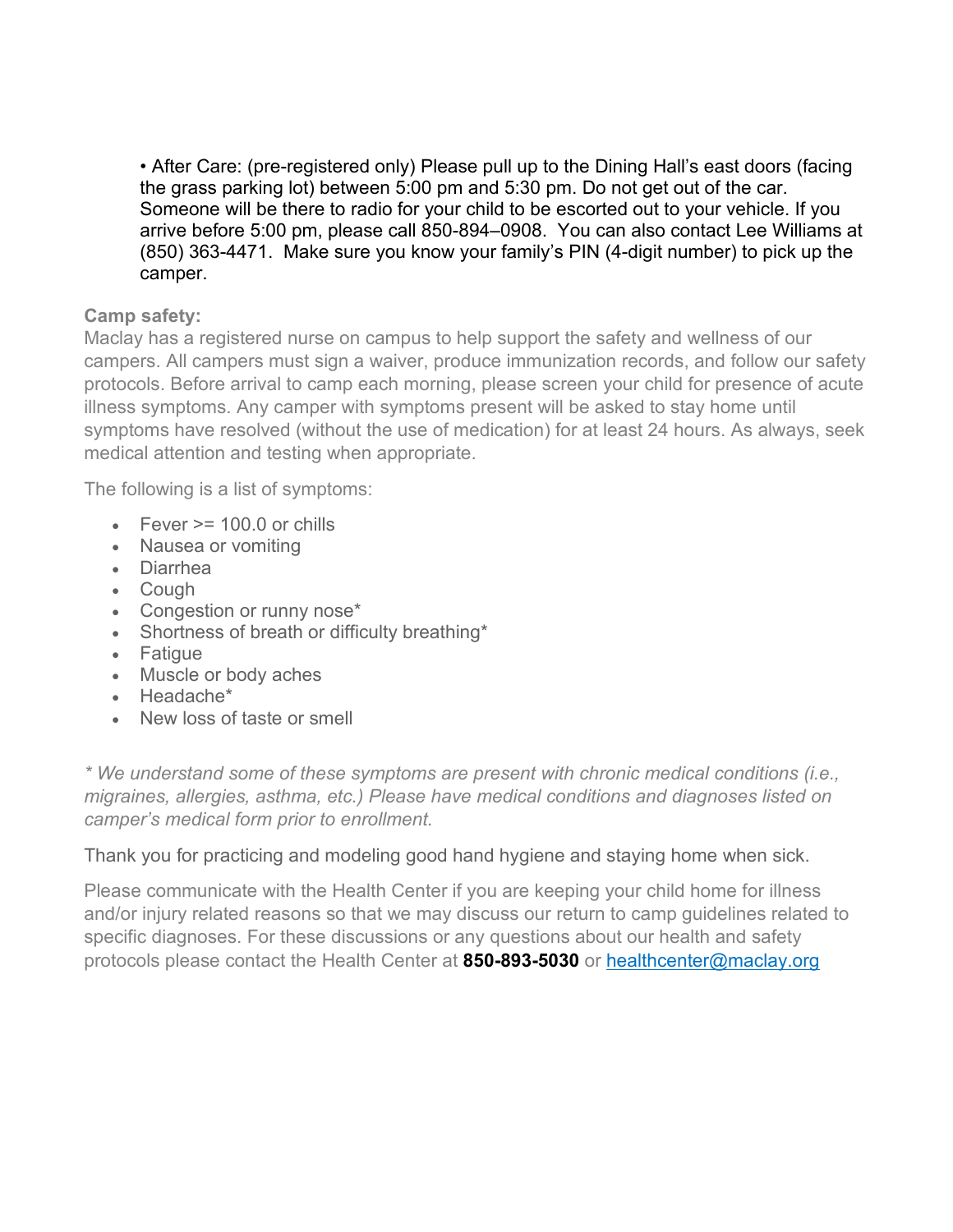- After Care: (pre-registered only) Please pull up to the Dining Hall's east doors (facing the grass parking lot) between 5:00 pm and 5:30 pm. Do not get out of the car. Someone will be there to radio for your child to be escorted out to your vehicle. If you arrive before 5:00 pm, please call 850-894–0908. You can also contact Lee Williams at (850) 363-4471. Make sure you know your family's PIN (4-digit number) to pick up the camper.

**Camp safety:**

Maclay has a registered nurse on campus to help support the safety and wellness of our campers. All campers must sign a waiver, produce immunization records, and follow our safety protocols. Before arrival to camp each morning, please screen your child for presence of acute illness symptoms. Any camper with symptoms present will be asked to stay home until symptoms have resolved (without the use of medication) for at least 24 hours. As always, seek medical attention and testing when appropriate.

The following is a list of symptoms:

- Fever >= 100.0 or chills
- Nausea or vomiting
- Diarrhea
- Cough
- Congestion or runny nose*
- Shortness of breath or difficulty breathing*
- Fatigue
- Muscle or body aches
- Headache*
- New loss of taste or smell

*\* We understand some of these symptoms are present with chronic medical conditions (i.e., migraines, allergies, asthma, etc.) Please have medical conditions and diagnoses listed on camper's medical form prior to enrollment.*

Thank you for practicing and modeling good hand hygiene and staying home when sick.

Please communicate with the Health Center if you are keeping your child home for illness and/or injury related reasons so that we may discuss our return to camp guidelines related to specific diagnoses. For these discussions or any questions about our health and safety protocols please contact the Health Center at **850-893-5030** or [healthcenter@maclay.org](mailto:healthcenter@maclay.org)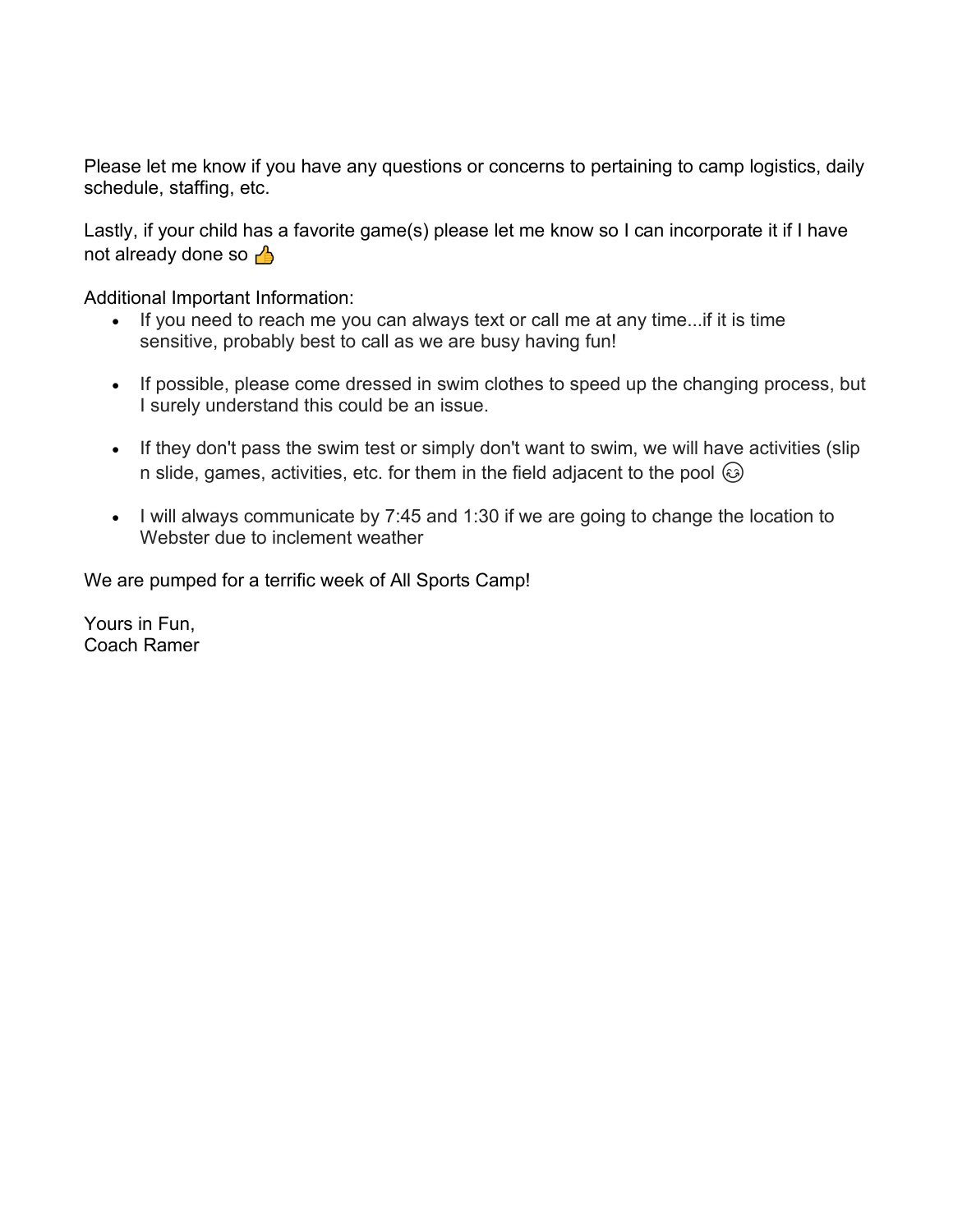Please let me know if you have any questions or concerns to pertaining to camp logistics, daily schedule, staffing, etc.

Lastly, if your child has a favorite game(s) please let me know so I can incorporate it if I have not already done so 👍

Additional Important Information:

- If you need to reach me you can always text or call me at any time...if it is time sensitive, probably best to call as we are busy having fun!

- If possible, please come dressed in swim clothes to speed up the changing process, but I surely understand this could be an issue.

- If they don't pass the swim test or simply don't want to swim, we will have activities (slip n slide, games, activities, etc. for them in the field adjacent to the pool 😊

- I will always communicate by 7:45 and 1:30 if we are going to change the location to Webster due to inclement weather

We are pumped for a terrific week of All Sports Camp!

Yours in Fun,
Coach Ramer